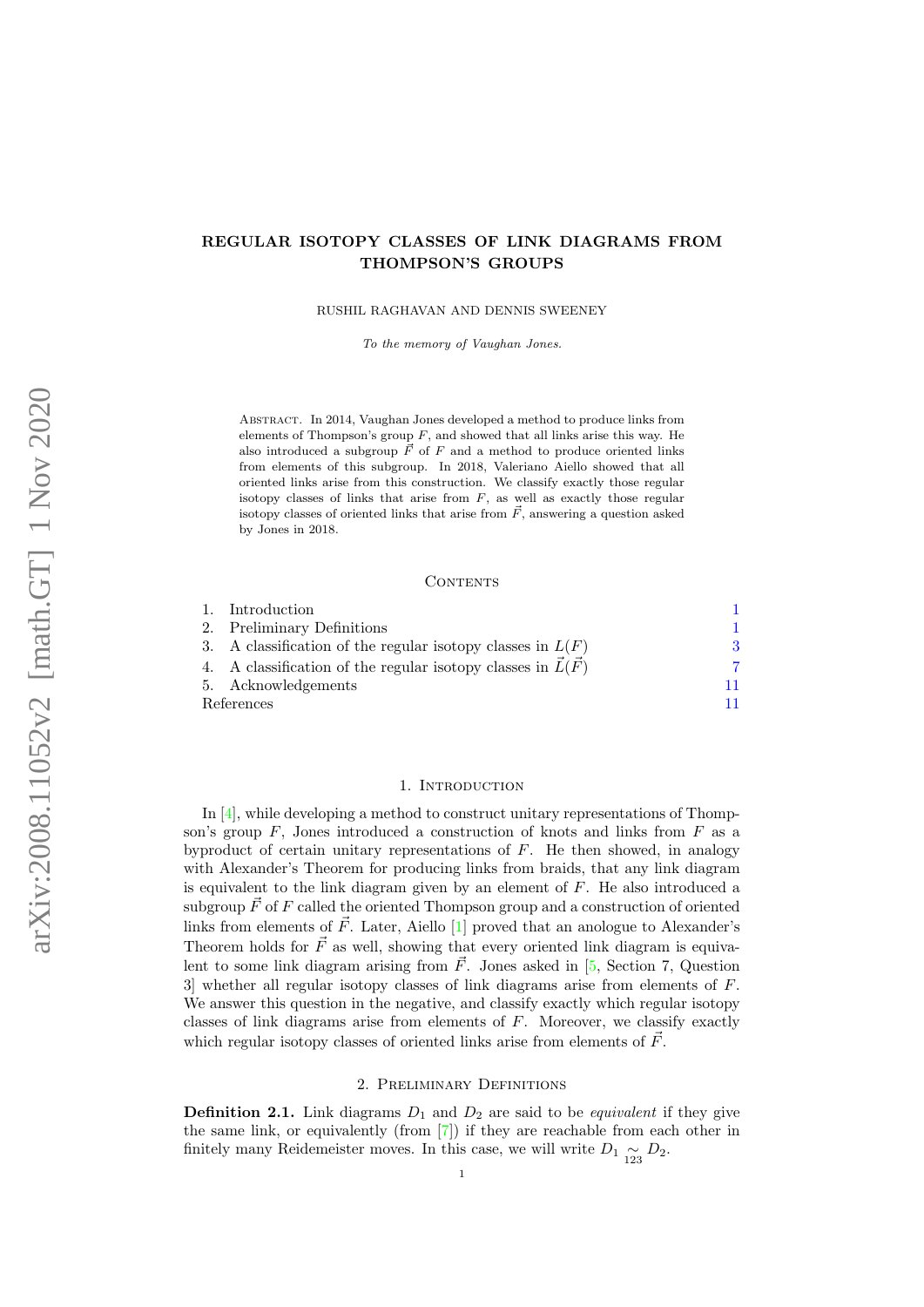# REGULAR ISOTOPY CLASSES OF LINK DIAGRAMS FROM THOMPSON'S GROUPS

RUSHIL RAGHAVAN AND DENNIS SWEENEY

*To the memory of Vaughan Jones.*

Abstract. In 2014, Vaughan Jones developed a method to produce links from elements of Thompson's group $F$, and showed that all links arise this way. He also introduced a subgroup $\vec{F}$ of $F$ and a method to produce oriented links from elements of this subgroup. In 2018, Valeriano Aiello showed that all oriented links arise from this construction. We classify exactly those regular isotopy classes of links that arise from $F$, as well as exactly those regular isotopy classes of oriented links that arise from $\vec{F}$, answering a question asked by Jones in 2018.

## Contents

1. Introduction 1
2. Preliminary Definitions 1
3. A classification of the regular isotopy classes in $L(F)$ 3
4. A classification of the regular isotopy classes in $\vec{L}(\vec{F})$ 7
5. Acknowledgements 11

References 11

## 1. Introduction

In [4], while developing a method to construct unitary representations of Thompson's group $F$, Jones introduced a construction of knots and links from $F$ as a byproduct of certain unitary representations of $F$. He then showed, in analogy with Alexander's Theorem for producing links from braids, that any link diagram is equivalent to the link diagram given by an element of $F$. He also introduced a subgroup $\vec{F}$ of $F$ called the oriented Thompson group and a construction of oriented links from elements of $\vec{F}$. Later, Aiello [1] proved that an anologue to Alexander's Theorem holds for $\vec{F}$ as well, showing that every oriented link diagram is equivalent to some link diagram arising from $\vec{F}$. Jones asked in [5, Section 7, Question 3] whether all regular isotopy classes of link diagrams arise from elements of $F$. We answer this question in the negative, and classify exactly which regular isotopy classes of link diagrams arise from elements of $F$. Moreover, we classify exactly which regular isotopy classes of oriented links arise from elements of $\vec{F}$.

## 2. Preliminary Definitions

**Definition 2.1.** Link diagrams $D_1$ and $D_2$ are said to be *equivalent* if they give the same link, or equivalently (from [7]) if they are reachable from each other in finitely many Reidemeister moves. In this case, we will write $D_1 \underset{123}{\sim} D_2$.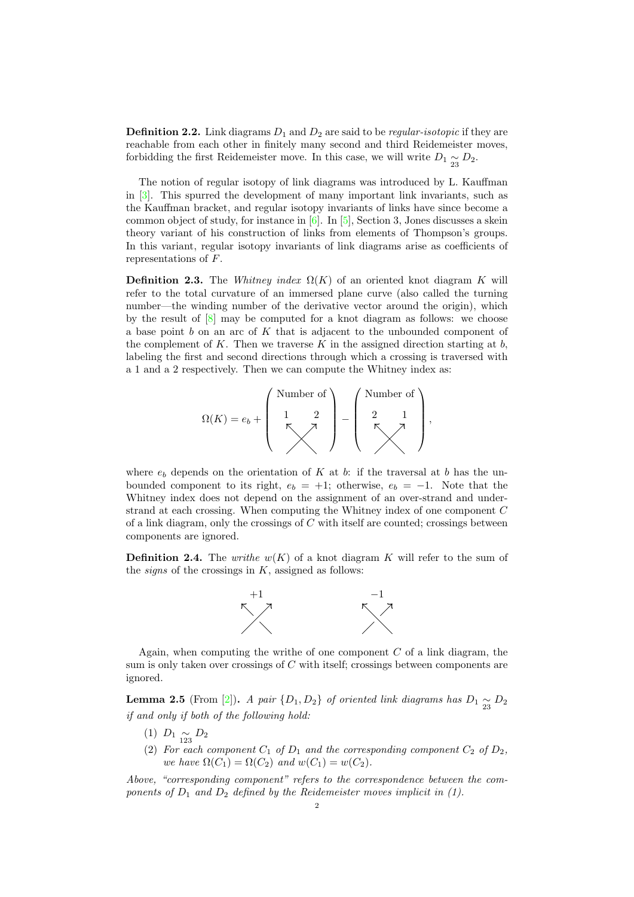**Definition 2.2.** Link diagrams $D_1$ and $D_2$ are said to be *regular-isotopic* if they are reachable from each other in finitely many second and third Reidemeister moves, forbidding the first Reidemeister move. In this case, we will write $D_1 \underset{23}{\sim} D_2$.

The notion of regular isotopy of link diagrams was introduced by L. Kauffman in [3]. This spurred the development of many important link invariants, such as the Kauffman bracket, and regular isotopy invariants of links have since become a common object of study, for instance in [6]. In [5], Section 3, Jones discusses a skein theory variant of his construction of links from elements of Thompson's groups. In this variant, regular isotopy invariants of link diagrams arise as coefficients of representations of $F$.

**Definition 2.3.** The *Whitney index* $\Omega(K)$ of an oriented knot diagram $K$ will refer to the total curvature of an immersed plane curve (also called the turning number—the winding number of the derivative vector around the origin), which by the result of [8] may be computed for a knot diagram as follows: we choose a base point $b$ on an arc of $K$ that is adjacent to the unbounded component of the complement of $K$. Then we traverse $K$ in the assigned direction starting at $b$, labeling the first and second directions through which a crossing is traversed with a 1 and a 2 respectively. Then we can compute the Whitney index as:

$$\Omega(K) = e_b + \left( \begin{array}{c} \text{Number of} \\ 1 \quad\; 2 \\ \nwarrow\!\!\nearrow \\ \times \end{array} \right) - \left( \begin{array}{c} \text{Number of} \\ 2 \quad\; 1 \\ \nwarrow\!\!\nearrow \\ \times \end{array} \right),$$

where $e_b$ depends on the orientation of $K$ at $b$: if the traversal at $b$ has the unbounded component to its right, $e_b = +1$; otherwise, $e_b = -1$. Note that the Whitney index does not depend on the assignment of an over-strand and under-strand at each crossing. When computing the Whitney index of one component $C$ of a link diagram, only the crossings of $C$ with itself are counted; crossings between components are ignored.

**Definition 2.4.** The *writhe* $w(K)$ of a knot diagram $K$ will refer to the sum of the *signs* of the crossings in $K$, assigned as follows:

$+1$ $\qquad\qquad$ $-1$

Again, when computing the writhe of one component $C$ of a link diagram, the sum is only taken over crossings of $C$ with itself; crossings between components are ignored.

**Lemma 2.5** (From [2])**.** *A pair $\{D_1, D_2\}$ of oriented link diagrams has $D_1 \underset{23}{\sim} D_2$ if and only if both of the following hold:*

(1) $D_1 \underset{123}{\sim} D_2$
(2) *For each component $C_1$ of $D_1$ and the corresponding component $C_2$ of $D_2$, we have $\Omega(C_1) = \Omega(C_2)$ and $w(C_1) = w(C_2)$.*

*Above, "corresponding component" refers to the correspondence between the components of $D_1$ and $D_2$ defined by the Reidemeister moves implicit in (1).*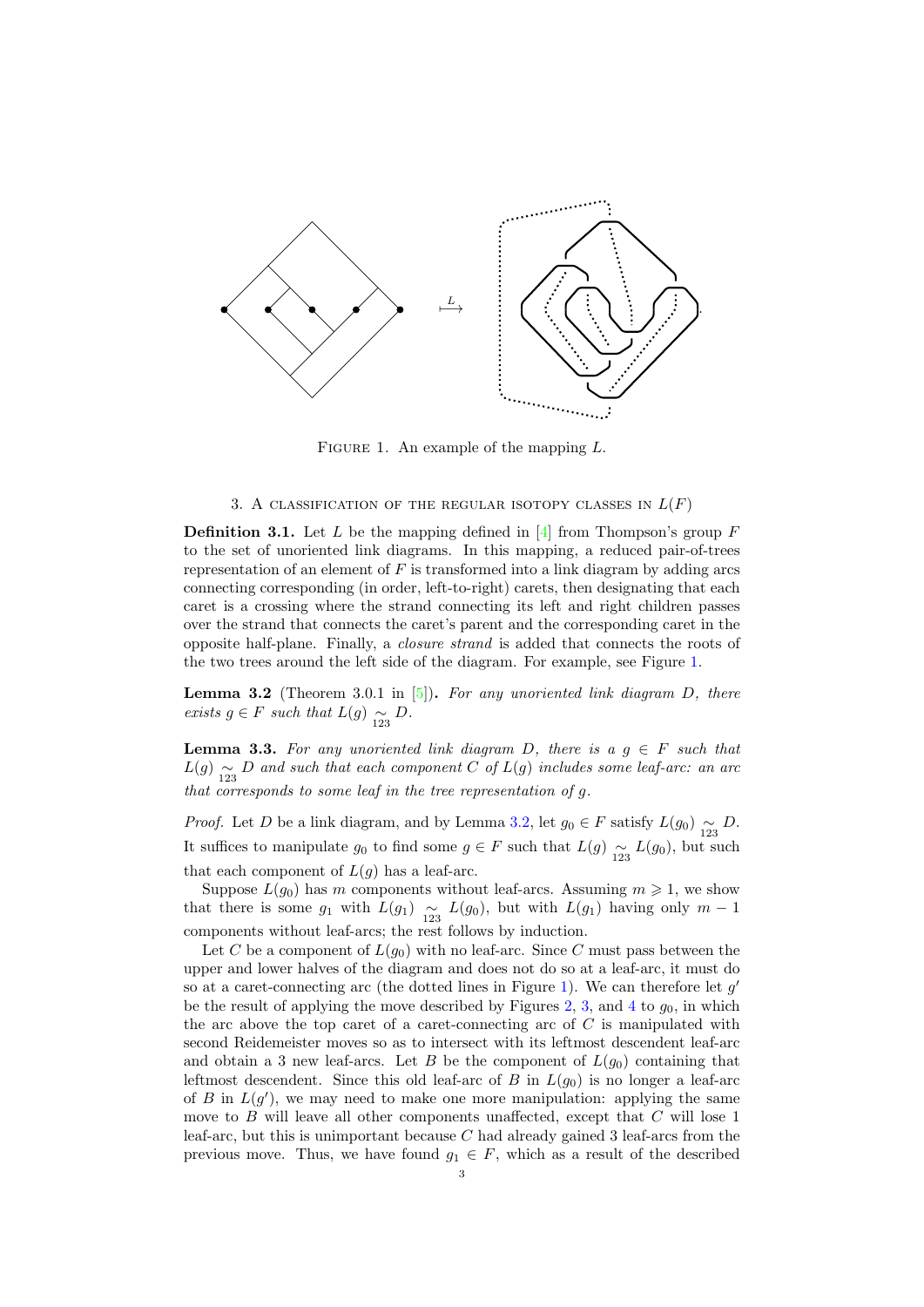FIGURE 1. An example of the mapping $L$.

## 3. A classification of the regular isotopy classes in $L(F)$

**Definition 3.1.** Let $L$ be the mapping defined in [4] from Thompson's group $F$ to the set of unoriented link diagrams. In this mapping, a reduced pair-of-trees representation of an element of $F$ is transformed into a link diagram by adding arcs connecting corresponding (in order, left-to-right) carets, then designating that each caret is a crossing where the strand connecting its left and right children passes over the strand that connects the caret's parent and the corresponding caret in the opposite half-plane. Finally, a *closure strand* is added that connects the roots of the two trees around the left side of the diagram. For example, see Figure 1.

**Lemma 3.2** (Theorem 3.0.1 in [5])**.** *For any unoriented link diagram $D$, there exists $g \in F$ such that $L(g) \underset{123}{\sim} D$.*

**Lemma 3.3.** *For any unoriented link diagram $D$, there is a $g \in F$ such that $L(g) \underset{123}{\sim} D$ and such that each component $C$ of $L(g)$ includes some leaf-arc: an arc that corresponds to some leaf in the tree representation of $g$.*

*Proof.* Let $D$ be a link diagram, and by Lemma 3.2, let $g_0 \in F$ satisfy $L(g_0) \underset{123}{\sim} D$. It suffices to manipulate $g_0$ to find some $g \in F$ such that $L(g) \underset{123}{\sim} L(g_0)$, but such that each component of $L(g)$ has a leaf-arc.

Suppose $L(g_0)$ has $m$ components without leaf-arcs. Assuming $m \geqslant 1$, we show that there is some $g_1$ with $L(g_1) \underset{123}{\sim} L(g_0)$, but with $L(g_1)$ having only $m - 1$ components without leaf-arcs; the rest follows by induction.

Let $C$ be a component of $L(g_0)$ with no leaf-arc. Since $C$ must pass between the upper and lower halves of the diagram and does not do so at a leaf-arc, it must do so at a caret-connecting arc (the dotted lines in Figure 1). We can therefore let $g'$ be the result of applying the move described by Figures 2, 3, and 4 to $g_0$, in which the arc above the top caret of a caret-connecting arc of $C$ is manipulated with second Reidemeister moves so as to intersect with its leftmost descendent leaf-arc and obtain a 3 new leaf-arcs. Let $B$ be the component of $L(g_0)$ containing that leftmost descendent. Since this old leaf-arc of $B$ in $L(g_0)$ is no longer a leaf-arc of $B$ in $L(g')$, we may need to make one more manipulation: applying the same move to $B$ will leave all other components unaffected, except that $C$ will lose 1 leaf-arc, but this is unimportant because $C$ had already gained 3 leaf-arcs from the previous move. Thus, we have found $g_1 \in F$, which as a result of the described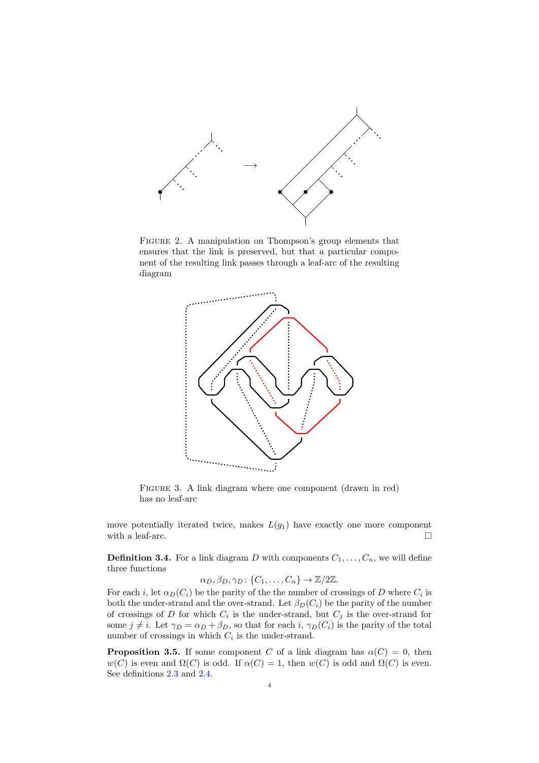FIGURE 2. A manipulation on Thompson's group elements that ensures that the link is preserved, but that a particular component of the resulting link passes through a leaf-arc of the resulting diagram

FIGURE 3. A link diagram where one component (drawn in red) has no leaf-arc

move potentially iterated twice, makes $L(g_1)$ have exactly one more component with a leaf-arc. □

**Definition 3.4.** For a link diagram $D$ with components $C_1, \ldots, C_n$, we will define three functions

$$\alpha_D, \beta_D, \gamma_D \colon \{C_1, \ldots, C_n\} \to \mathbb{Z}/2\mathbb{Z}.$$

For each $i$, let $\alpha_D(C_i)$ be the parity of the the number of crossings of $D$ where $C_i$ is both the under-strand and the over-strand. Let $\beta_D(C_i)$ be the parity of the number of crossings of $D$ for which $C_i$ is the under-strand, but $C_j$ is the over-strand for some $j \neq i$. Let $\gamma_D = \alpha_D + \beta_D$, so that for each $i$, $\gamma_D(C_i)$ is the parity of the total number of crossings in which $C_i$ is the under-strand.

**Proposition 3.5.** If some component $C$ of a link diagram has $\alpha(C) = 0$, then $w(C)$ is even and $\Omega(C)$ is odd. If $\alpha(C) = 1$, then $w(C)$ is odd and $\Omega(C)$ is even. See definitions 2.3 and 2.4.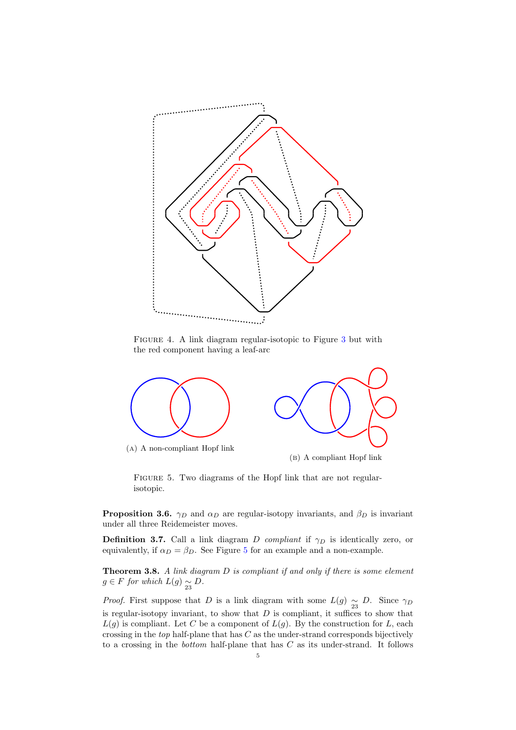FIGURE 4. A link diagram regular-isotopic to Figure 3 but with the red component having a leaf-arc

(A) A non-compliant Hopf link

(B) A compliant Hopf link

FIGURE 5. Two diagrams of the Hopf link that are not regular-isotopic.

**Proposition 3.6.** $\gamma_D$ and $\alpha_D$ are regular-isotopy invariants, and $\beta_D$ is invariant under all three Reidemeister moves.

**Definition 3.7.** Call a link diagram $D$ *compliant* if $\gamma_D$ is identically zero, or equivalently, if $\alpha_D = \beta_D$. See Figure 5 for an example and a non-example.

**Theorem 3.8.** *A link diagram $D$ is compliant if and only if there is some element $g \in F$ for which $L(g) \underset{23}{\sim} D$.*

*Proof.* First suppose that $D$ is a link diagram with some $L(g) \underset{23}{\sim} D$. Since $\gamma_D$ is regular-isotopy invariant, to show that $D$ is compliant, it suffices to show that $L(g)$ is compliant. Let $C$ be a component of $L(g)$. By the construction for $L$, each crossing in the *top* half-plane that has $C$ as the under-strand corresponds bijectively to a crossing in the *bottom* half-plane that has $C$ as its under-strand. It follows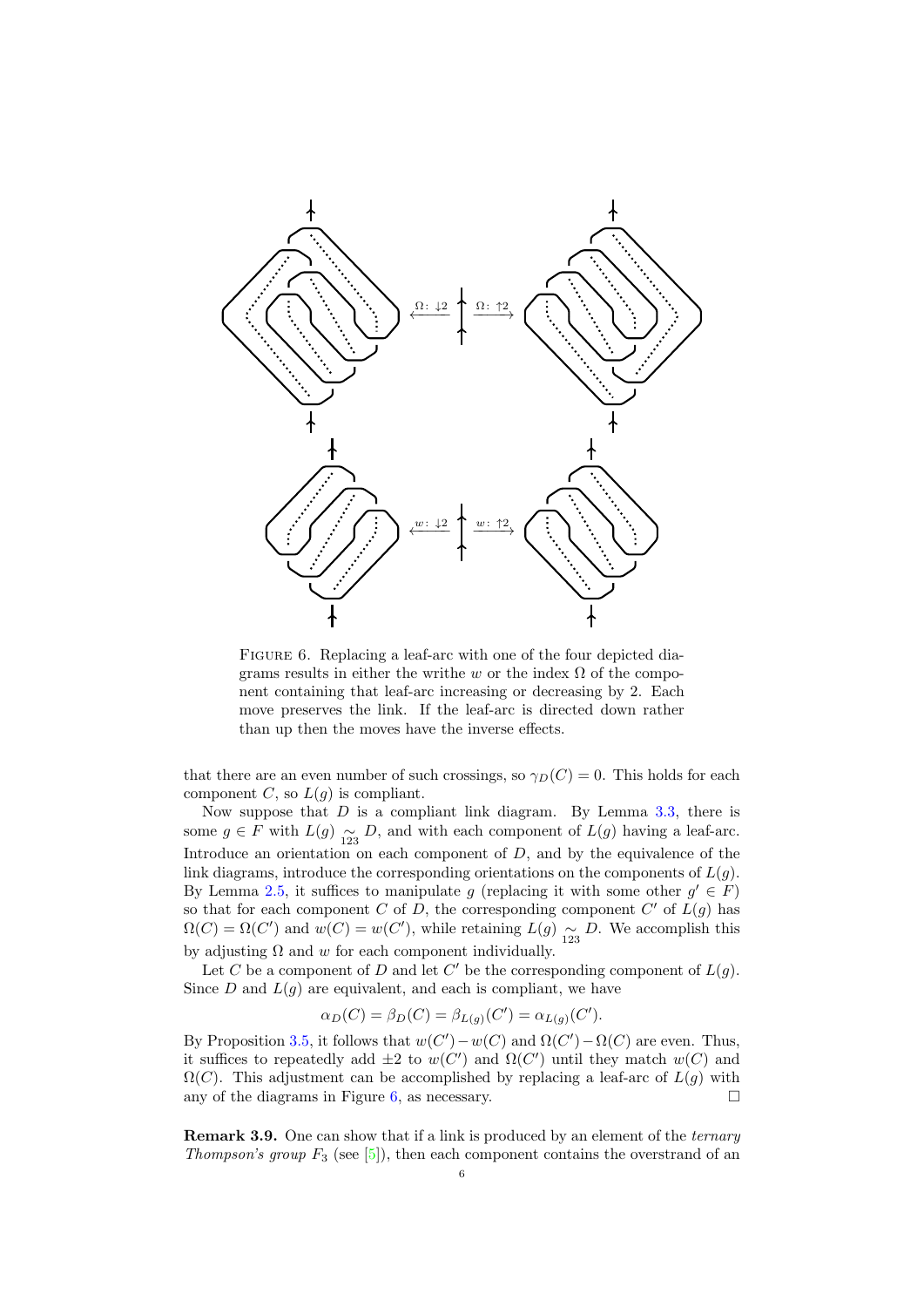Figure 6. Replacing a leaf-arc with one of the four depicted diagrams results in either the writhe $w$ or the index $\Omega$ of the component containing that leaf-arc increasing or decreasing by 2. Each move preserves the link. If the leaf-arc is directed down rather than up then the moves have the inverse effects.

that there are an even number of such crossings, so $\gamma_D(C) = 0$. This holds for each component $C$, so $L(g)$ is compliant.

Now suppose that $D$ is a compliant link diagram. By Lemma 3.3, there is some $g \in F$ with $L(g) \underset{123}{\sim} D$, and with each component of $L(g)$ having a leaf-arc. Introduce an orientation on each component of $D$, and by the equivalence of the link diagrams, introduce the corresponding orientations on the components of $L(g)$. By Lemma 2.5, it suffices to manipulate $g$ (replacing it with some other $g' \in F$) so that for each component $C$ of $D$, the corresponding component $C'$ of $L(g)$ has $\Omega(C) = \Omega(C')$ and $w(C) = w(C')$, while retaining $L(g) \underset{123}{\sim} D$. We accomplish this by adjusting $\Omega$ and $w$ for each component individually.

Let $C$ be a component of $D$ and let $C'$ be the corresponding component of $L(g)$. Since $D$ and $L(g)$ are equivalent, and each is compliant, we have

$$\alpha_D(C) = \beta_D(C) = \beta_{L(g)}(C') = \alpha_{L(g)}(C').$$

By Proposition 3.5, it follows that $w(C') - w(C)$ and $\Omega(C') - \Omega(C)$ are even. Thus, it suffices to repeatedly add $\pm 2$ to $w(C')$ and $\Omega(C')$ until they match $w(C)$ and $\Omega(C)$. This adjustment can be accomplished by replacing a leaf-arc of $L(g)$ with any of the diagrams in Figure 6, as necessary. $\square$

**Remark 3.9.** One can show that if a link is produced by an element of the *ternary Thompson's group* $F_3$ (see [5]), then each component contains the overstrand of an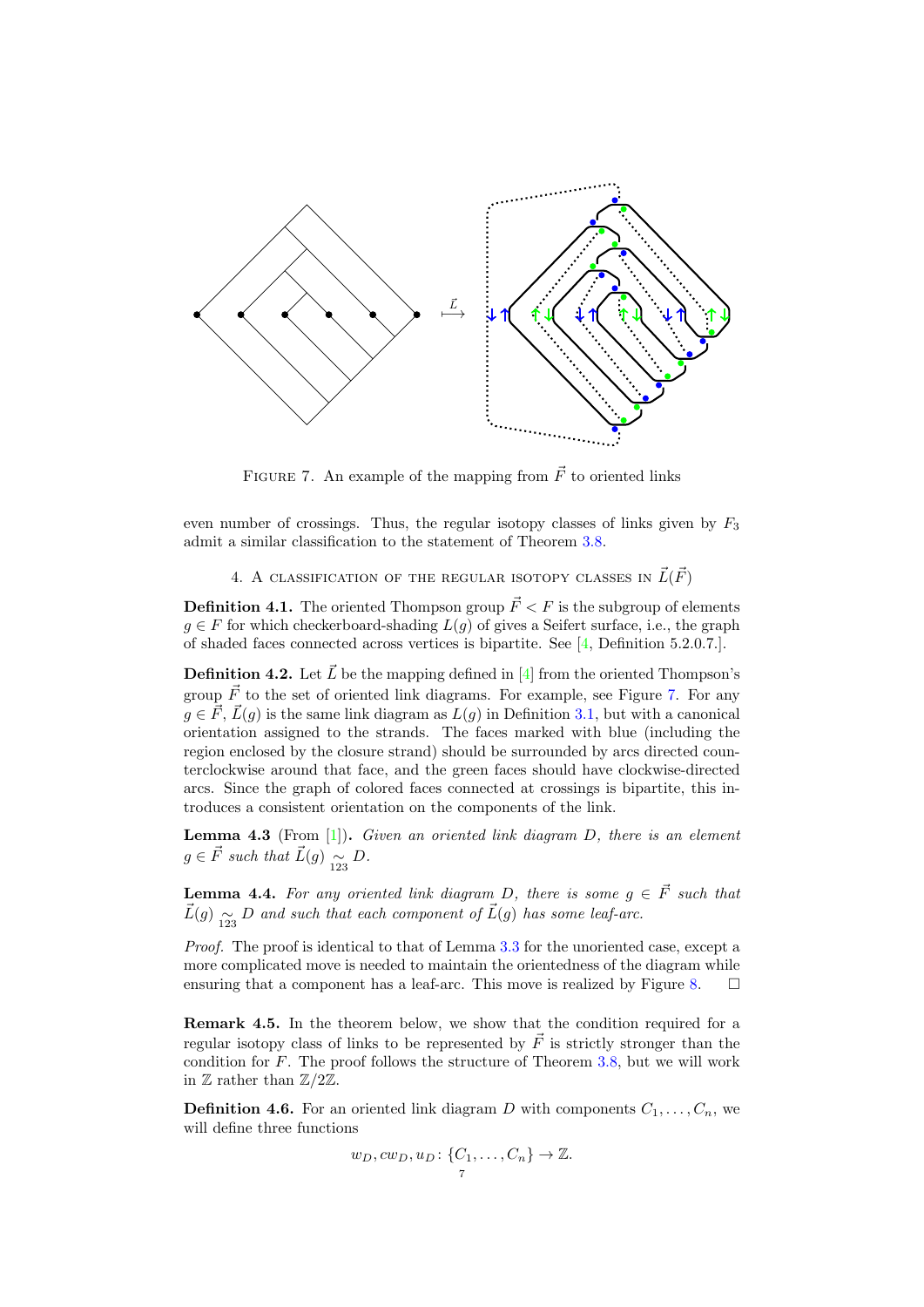FIGURE 7. An example of the mapping from $\vec{F}$ to oriented links

even number of crossings. Thus, the regular isotopy classes of links given by $F_3$ admit a similar classification to the statement of Theorem 3.8.

## 4. A classification of the regular isotopy classes in $\vec{L}(\vec{F})$

**Definition 4.1.** The oriented Thompson group $\vec{F} < F$ is the subgroup of elements $g \in F$ for which checkerboard-shading $L(g)$ of gives a Seifert surface, i.e., the graph of shaded faces connected across vertices is bipartite. See [4, Definition 5.2.0.7.].

**Definition 4.2.** Let $\vec{L}$ be the mapping defined in [4] from the oriented Thompson's group $\vec{F}$ to the set of oriented link diagrams. For example, see Figure 7. For any $g \in \vec{F}$, $\vec{L}(g)$ is the same link diagram as $L(g)$ in Definition 3.1, but with a canonical orientation assigned to the strands. The faces marked with blue (including the region enclosed by the closure strand) should be surrounded by arcs directed counterclockwise around that face, and the green faces should have clockwise-directed arcs. Since the graph of colored faces connected at crossings is bipartite, this introduces a consistent orientation on the components of the link.

**Lemma 4.3** (From [1])**.** *Given an oriented link diagram $D$, there is an element $g \in \vec{F}$ such that $\vec{L}(g) \underset{123}{\sim} D$.*

**Lemma 4.4.** *For any oriented link diagram $D$, there is some $g \in \vec{F}$ such that $\vec{L}(g) \underset{123}{\sim} D$ and such that each component of $\vec{L}(g)$ has some leaf-arc.*

*Proof.* The proof is identical to that of Lemma 3.3 for the unoriented case, except a more complicated move is needed to maintain the orientedness of the diagram while ensuring that a component has a leaf-arc. This move is realized by Figure 8. □

**Remark 4.5.** In the theorem below, we show that the condition required for a regular isotopy class of links to be represented by $\vec{F}$ is strictly stronger than the condition for $F$. The proof follows the structure of Theorem 3.8, but we will work in $\mathbb{Z}$ rather than $\mathbb{Z}/2\mathbb{Z}$.

**Definition 4.6.** For an oriented link diagram $D$ with components $C_1, \ldots, C_n$, we will define three functions

$$w_D, cw_D, u_D \colon \{C_1, \ldots, C_n\} \to \mathbb{Z}.$$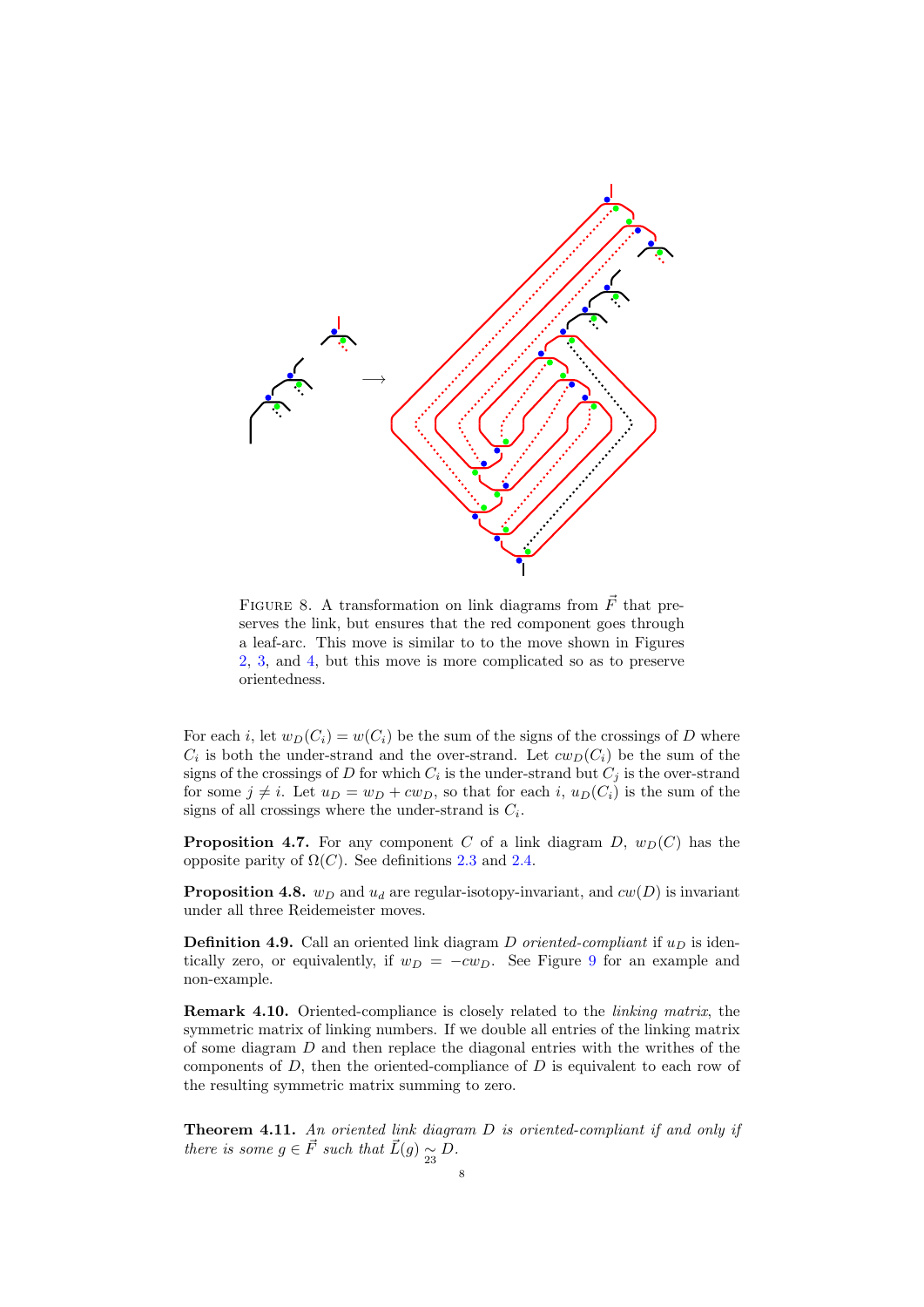FIGURE 8. A transformation on link diagrams from $\vec{F}$ that preserves the link, but ensures that the red component goes through a leaf-arc. This move is similar to to the move shown in Figures 2, 3, and 4, but this move is more complicated so as to preserve orientedness.

For each $i$, let $w_D(C_i) = w(C_i)$ be the sum of the signs of the crossings of $D$ where $C_i$ is both the under-strand and the over-strand. Let $cw_D(C_i)$ be the sum of the signs of the crossings of $D$ for which $C_i$ is the under-strand but $C_j$ is the over-strand for some $j \neq i$. Let $u_D = w_D + cw_D$, so that for each $i$, $u_D(C_i)$ is the sum of the signs of all crossings where the under-strand is $C_i$.

**Proposition 4.7.** For any component $C$ of a link diagram $D$, $w_D(C)$ has the opposite parity of $\Omega(C)$. See definitions 2.3 and 2.4.

**Proposition 4.8.** $w_D$ and $u_d$ are regular-isotopy-invariant, and $cw(D)$ is invariant under all three Reidemeister moves.

**Definition 4.9.** Call an oriented link diagram $D$ *oriented-compliant* if $u_D$ is identically zero, or equivalently, if $w_D = -cw_D$. See Figure 9 for an example and non-example.

**Remark 4.10.** Oriented-compliance is closely related to the *linking matrix*, the symmetric matrix of linking numbers. If we double all entries of the linking matrix of some diagram $D$ and then replace the diagonal entries with the writhes of the components of $D$, then the oriented-compliance of $D$ is equivalent to each row of the resulting symmetric matrix summing to zero.

**Theorem 4.11.** *An oriented link diagram $D$ is oriented-compliant if and only if there is some $g \in \vec{F}$ such that $\vec{L}(g) \underset{23}{\sim} D$.*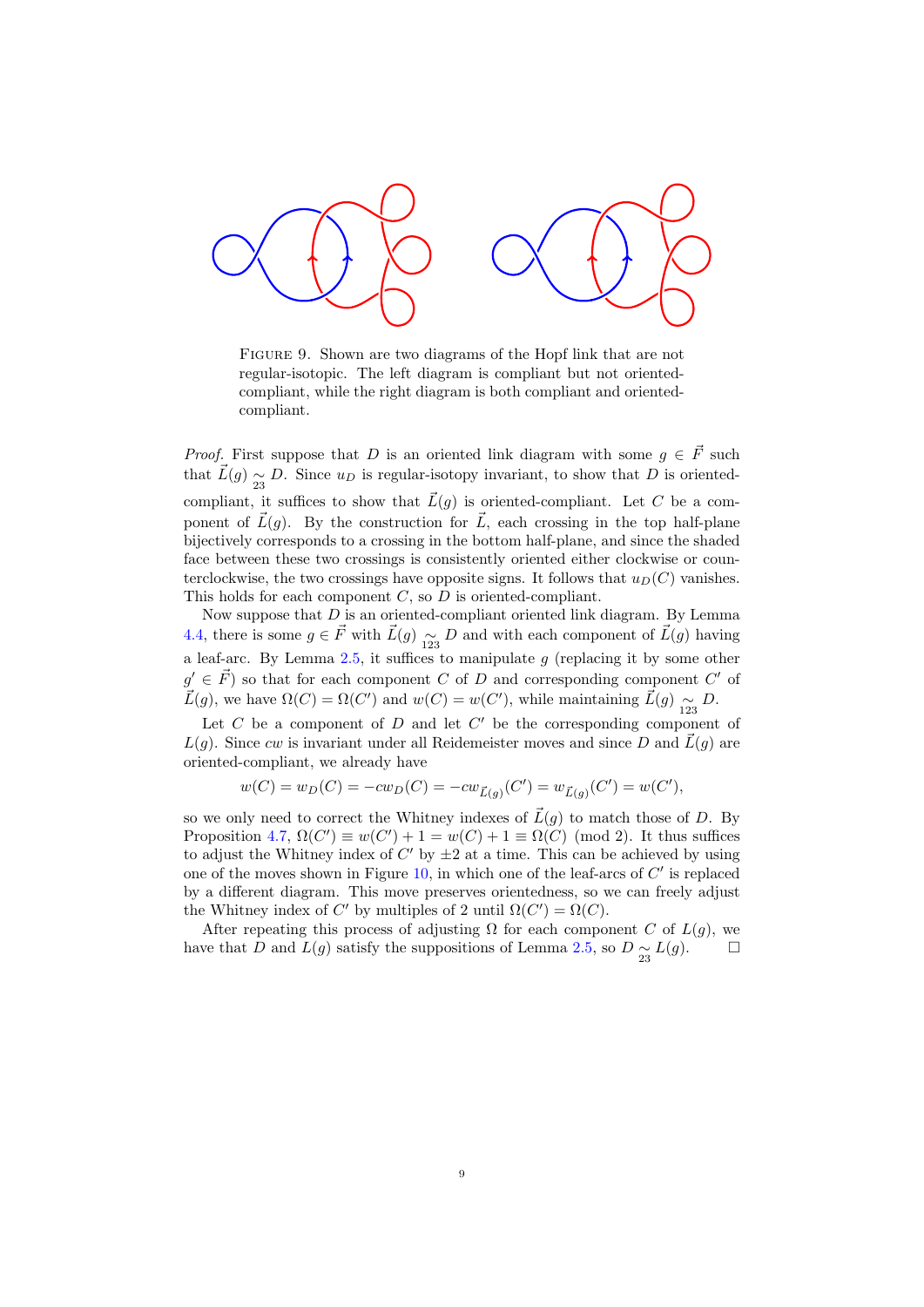Figure 9. Shown are two diagrams of the Hopf link that are not regular-isotopic. The left diagram is compliant but not oriented-compliant, while the right diagram is both compliant and oriented-compliant.

*Proof.* First suppose that $D$ is an oriented link diagram with some $g \in \vec{F}$ such that $\vec{L}(g) \underset{23}{\sim} D$. Since $u_D$ is regular-isotopy invariant, to show that $D$ is oriented-compliant, it suffices to show that $\vec{L}(g)$ is oriented-compliant. Let $C$ be a component of $\vec{L}(g)$. By the construction for $\vec{L}$, each crossing in the top half-plane bijectively corresponds to a crossing in the bottom half-plane, and since the shaded face between these two crossings is consistently oriented either clockwise or counterclockwise, the two crossings have opposite signs. It follows that $u_D(C)$ vanishes. This holds for each component $C$, so $D$ is oriented-compliant.

Now suppose that $D$ is an oriented-compliant oriented link diagram. By Lemma 4.4, there is some $g \in \vec{F}$ with $\vec{L}(g) \underset{123}{\sim} D$ and with each component of $\vec{L}(g)$ having a leaf-arc. By Lemma 2.5, it suffices to manipulate $g$ (replacing it by some other $g' \in \vec{F}$) so that for each component $C$ of $D$ and corresponding component $C'$ of $\vec{L}(g)$, we have $\Omega(C) = \Omega(C')$ and $w(C) = w(C')$, while maintaining $\vec{L}(g) \underset{123}{\sim} D$.

Let $C$ be a component of $D$ and let $C'$ be the corresponding component of $L(g)$. Since $cw$ is invariant under all Reidemeister moves and since $D$ and $\vec{L}(g)$ are oriented-compliant, we already have

$$w(C) = w_D(C) = -cw_D(C) = -cw_{\vec{L}(g)}(C') = w_{\vec{L}(g)}(C') = w(C'),$$

so we only need to correct the Whitney indexes of $\vec{L}(g)$ to match those of $D$. By Proposition 4.7, $\Omega(C') \equiv w(C') + 1 = w(C) + 1 \equiv \Omega(C) \pmod 2$. It thus suffices to adjust the Whitney index of $C'$ by $\pm 2$ at a time. This can be achieved by using one of the moves shown in Figure 10, in which one of the leaf-arcs of $C'$ is replaced by a different diagram. This move preserves orientedness, so we can freely adjust the Whitney index of $C'$ by multiples of 2 until $\Omega(C') = \Omega(C)$.

After repeating this process of adjusting $\Omega$ for each component $C$ of $L(g)$, we have that $D$ and $L(g)$ satisfy the suppositions of Lemma 2.5, so $D \underset{23}{\sim} L(g)$. $\square$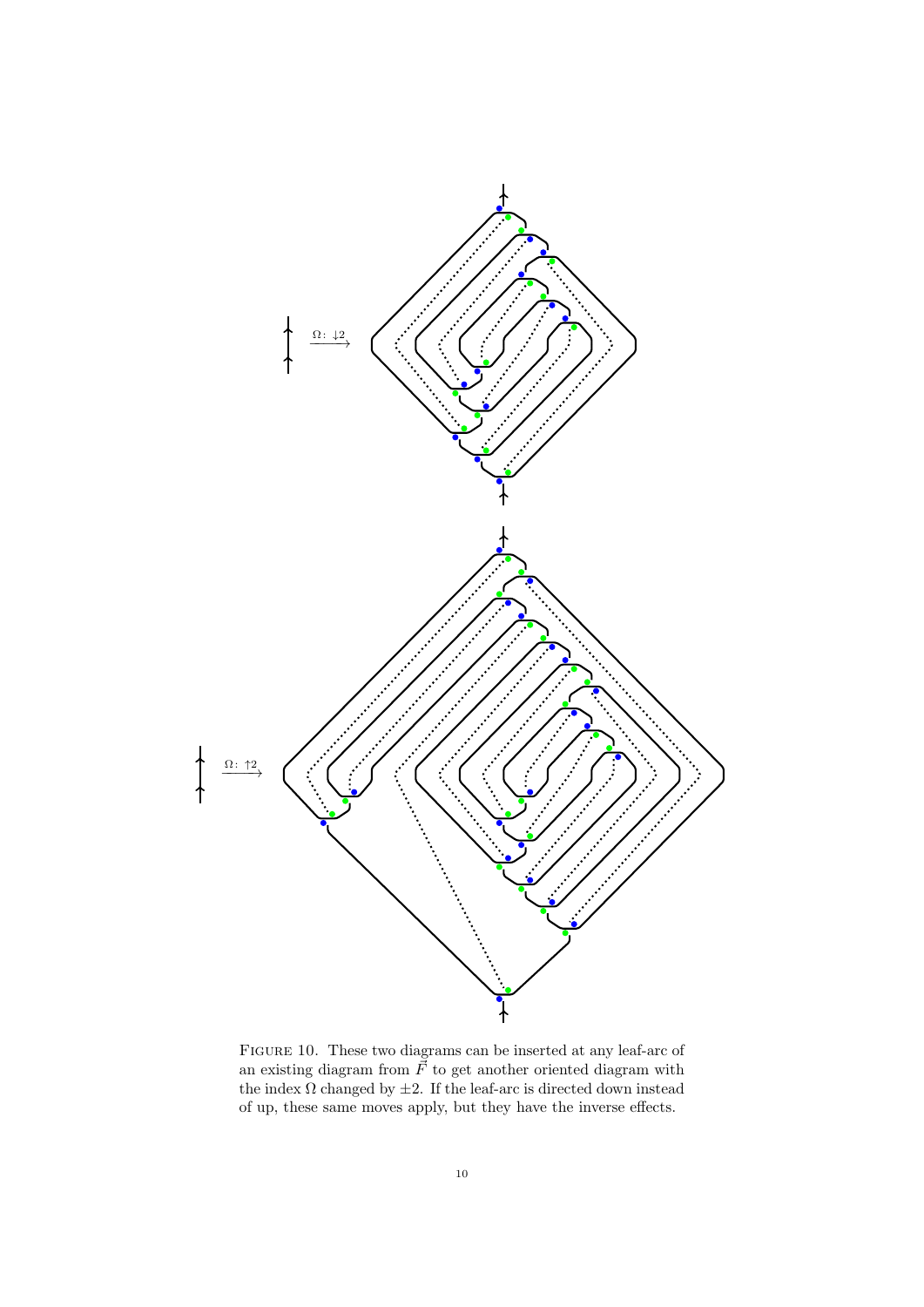Figure 10. These two diagrams can be inserted at any leaf-arc of an existing diagram from $\vec{F}$ to get another oriented diagram with the index $\Omega$ changed by $\pm 2$. If the leaf-arc is directed down instead of up, these same moves apply, but they have the inverse effects.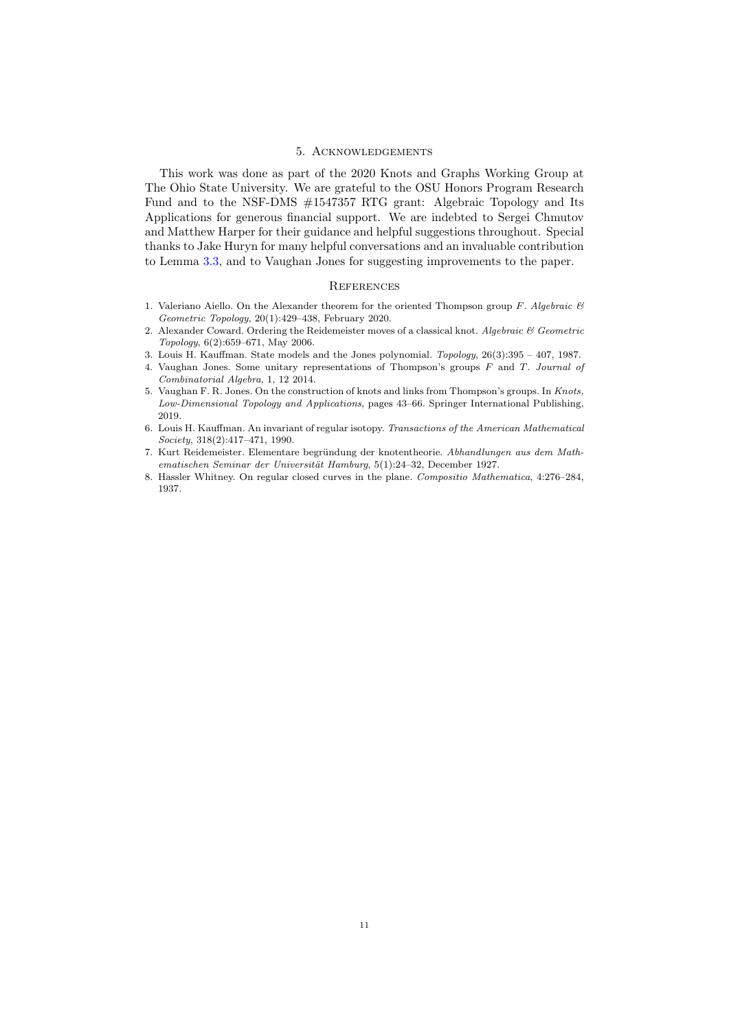## 5. Acknowledgements

This work was done as part of the 2020 Knots and Graphs Working Group at The Ohio State University. We are grateful to the OSU Honors Program Research Fund and to the NSF-DMS #1547357 RTG grant: Algebraic Topology and Its Applications for generous financial support. We are indebted to Sergei Chmutov and Matthew Harper for their guidance and helpful suggestions throughout. Special thanks to Jake Huryn for many helpful conversations and an invaluable contribution to Lemma 3.3, and to Vaughan Jones for suggesting improvements to the paper.

## References

1. Valeriano Aiello. On the Alexander theorem for the oriented Thompson group $F$. *Algebraic & Geometric Topology*, 20(1):429–438, February 2020.
2. Alexander Coward. Ordering the Reidemeister moves of a classical knot. *Algebraic & Geometric Topology*, 6(2):659–671, May 2006.
3. Louis H. Kauffman. State models and the Jones polynomial. *Topology*, 26(3):395 – 407, 1987.
4. Vaughan Jones. Some unitary representations of Thompson's groups $F$ and $T$. *Journal of Combinatorial Algebra*, 1, 12 2014.
5. Vaughan F. R. Jones. On the construction of knots and links from Thompson's groups. In *Knots, Low-Dimensional Topology and Applications*, pages 43–66. Springer International Publishing, 2019.
6. Louis H. Kauffman. An invariant of regular isotopy. *Transactions of the American Mathematical Society*, 318(2):417–471, 1990.
7. Kurt Reidemeister. Elementare begründung der knotentheorie. *Abhandlungen aus dem Mathematischen Seminar der Universität Hamburg*, 5(1):24–32, December 1927.
8. Hassler Whitney. On regular closed curves in the plane. *Compositio Mathematica*, 4:276–284, 1937.